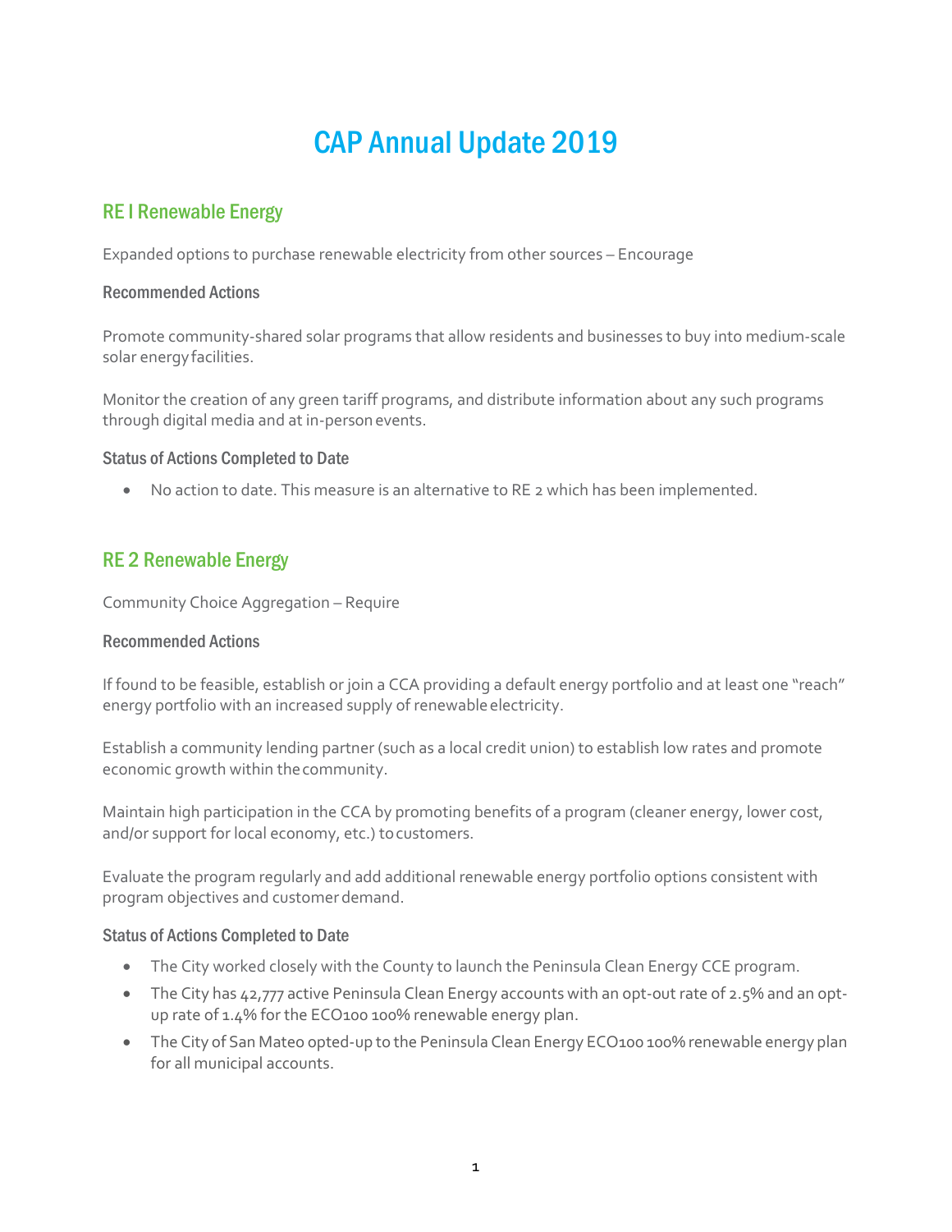# CAP Annual Update 2019

## RE I Renewable Energy

Expanded options to purchase renewable electricity from other sources – Encourage

### Recommended Actions

Promote community-shared solar programs that allow residents and businesses to buy into medium-scale solar energy facilities.

Monitor the creation of any green tariff programs, and distribute information about any such programs through digital media and at in-person events.

### Status of Actions Completed to Date

- No action to date. This measure is an alternative to RE 2 which has been implemented.

## RE 2 Renewable Energy

Community Choice Aggregation – Require

### Recommended Actions

If found to be feasible, establish or join a CCA providing a default energy portfolio and at least one "reach" energy portfolio with an increased supply of renewable electricity.

Establish a community lending partner (such as a local credit union) to establish low rates and promote economic growth within the community.

Maintain high participation in the CCA by promoting benefits of a program (cleaner energy, lower cost, and/or support for local economy, etc.) to customers.

Evaluate the program regularly and add additional renewable energy portfolio options consistent with program objectives and customer demand.

### Status of Actions Completed to Date

- The City worked closely with the County to launch the Peninsula Clean Energy CCE program.
- The City has 42,777 active Peninsula Clean Energy accounts with an opt-out rate of 2.5% and an opt-up rate of 1.4% for the ECO100 100% renewable energy plan.
- The City of San Mateo opted-up to the Peninsula Clean Energy ECO100 100% renewable energy plan for all municipal accounts.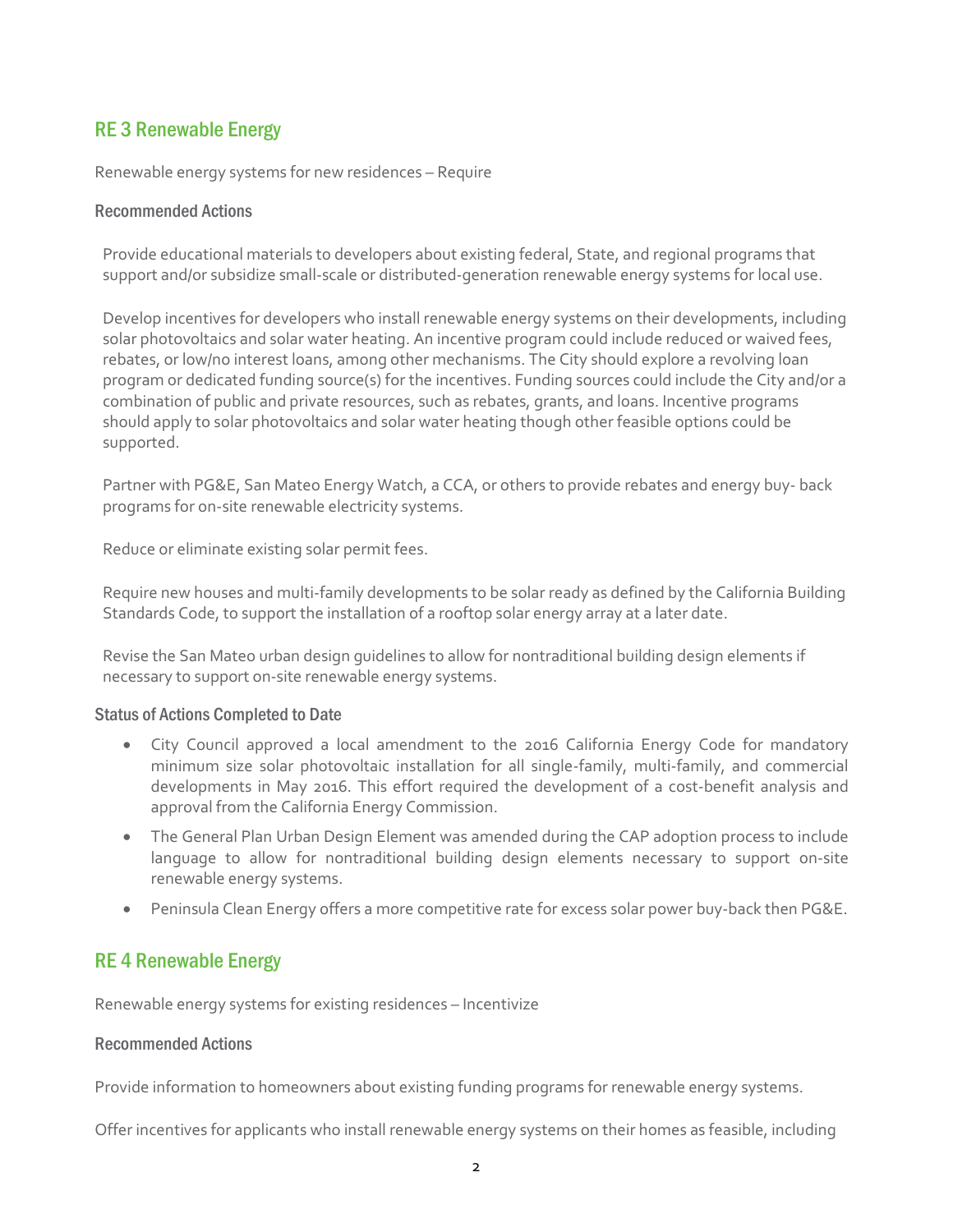## RE 3 Renewable Energy

Renewable energy systems for new residences – Require

### Recommended Actions

Provide educational materials to developers about existing federal, State, and regional programs that support and/or subsidize small-scale or distributed-generation renewable energy systems for local use.

Develop incentives for developers who install renewable energy systems on their developments, including solar photovoltaics and solar water heating. An incentive program could include reduced or waived fees, rebates, or low/no interest loans, among other mechanisms. The City should explore a revolving loan program or dedicated funding source(s) for the incentives. Funding sources could include the City and/or a combination of public and private resources, such as rebates, grants, and loans. Incentive programs should apply to solar photovoltaics and solar water heating though other feasible options could be supported.

Partner with PG&E, San Mateo Energy Watch, a CCA, or others to provide rebates and energy buy- back programs for on-site renewable electricity systems.

Reduce or eliminate existing solar permit fees.

Require new houses and multi-family developments to be solar ready as defined by the California Building Standards Code, to support the installation of a rooftop solar energy array at a later date.

Revise the San Mateo urban design guidelines to allow for nontraditional building design elements if necessary to support on-site renewable energy systems.

### Status of Actions Completed to Date

- City Council approved a local amendment to the 2016 California Energy Code for mandatory minimum size solar photovoltaic installation for all single-family, multi-family, and commercial developments in May 2016. This effort required the development of a cost-benefit analysis and approval from the California Energy Commission.
- The General Plan Urban Design Element was amended during the CAP adoption process to include language to allow for nontraditional building design elements necessary to support on-site renewable energy systems.
- Peninsula Clean Energy offers a more competitive rate for excess solar power buy-back then PG&E.

## RE 4 Renewable Energy

Renewable energy systems for existing residences – Incentivize

### Recommended Actions

Provide information to homeowners about existing funding programs for renewable energy systems.

Offer incentives for applicants who install renewable energy systems on their homes as feasible, including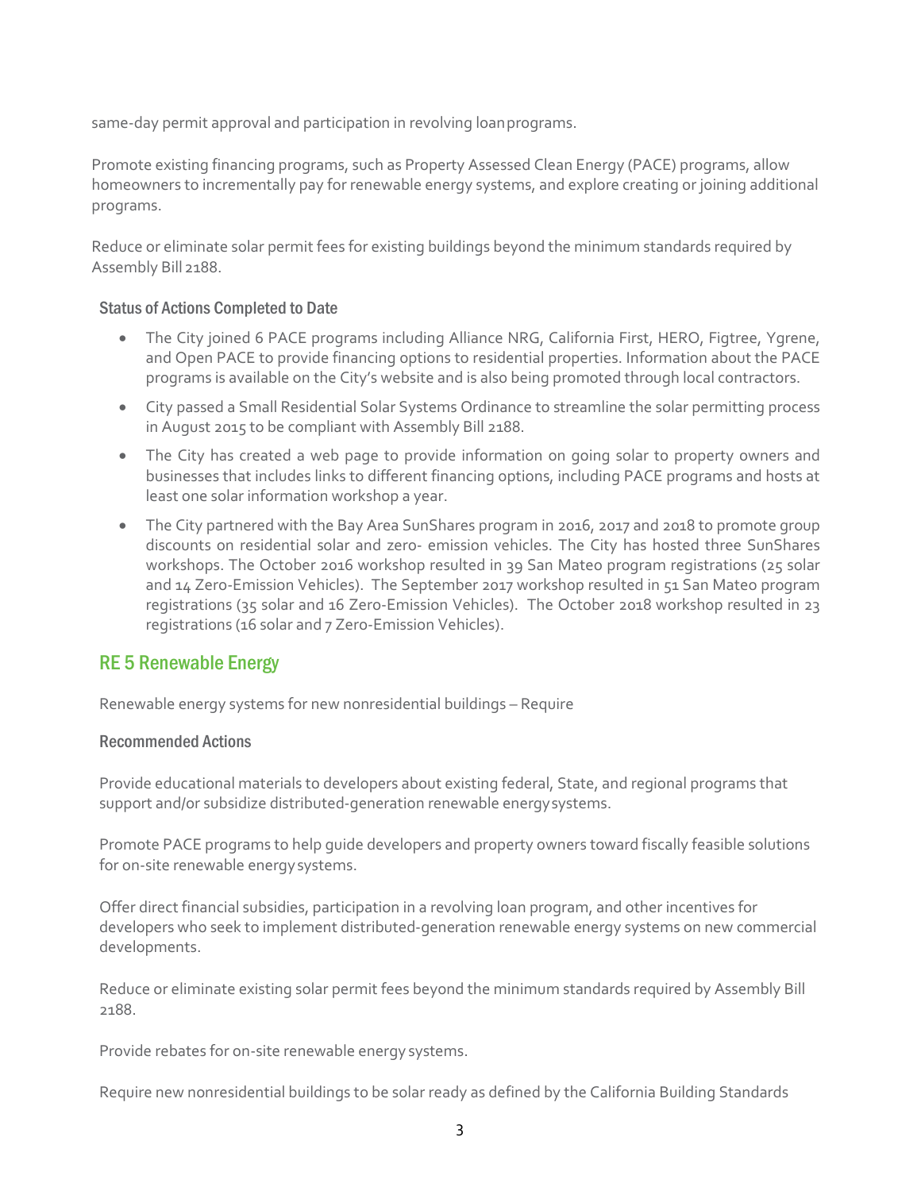same-day permit approval and participation in revolving loan programs.

Promote existing financing programs, such as Property Assessed Clean Energy (PACE) programs, allow homeowners to incrementally pay for renewable energy systems, and explore creating or joining additional programs.

Reduce or eliminate solar permit fees for existing buildings beyond the minimum standards required by Assembly Bill 2188.

### Status of Actions Completed to Date

- The City joined 6 PACE programs including Alliance NRG, California First, HERO, Figtree, Ygrene, and Open PACE to provide financing options to residential properties. Information about the PACE programs is available on the City's website and is also being promoted through local contractors.
- City passed a Small Residential Solar Systems Ordinance to streamline the solar permitting process in August 2015 to be compliant with Assembly Bill 2188.
- The City has created a web page to provide information on going solar to property owners and businesses that includes links to different financing options, including PACE programs and hosts at least one solar information workshop a year.
- The City partnered with the Bay Area SunShares program in 2016, 2017 and 2018 to promote group discounts on residential solar and zero- emission vehicles. The City has hosted three SunShares workshops. The October 2016 workshop resulted in 39 San Mateo program registrations (25 solar and 14 Zero-Emission Vehicles). The September 2017 workshop resulted in 51 San Mateo program registrations (35 solar and 16 Zero-Emission Vehicles). The October 2018 workshop resulted in 23 registrations (16 solar and 7 Zero-Emission Vehicles).

## RE 5 Renewable Energy

Renewable energy systems for new nonresidential buildings – Require

### Recommended Actions

Provide educational materials to developers about existing federal, State, and regional programs that support and/or subsidize distributed-generation renewable energy systems.

Promote PACE programs to help guide developers and property owners toward fiscally feasible solutions for on-site renewable energy systems.

Offer direct financial subsidies, participation in a revolving loan program, and other incentives for developers who seek to implement distributed-generation renewable energy systems on new commercial developments.

Reduce or eliminate existing solar permit fees beyond the minimum standards required by Assembly Bill 2188.

Provide rebates for on-site renewable energy systems.

Require new nonresidential buildings to be solar ready as defined by the California Building Standards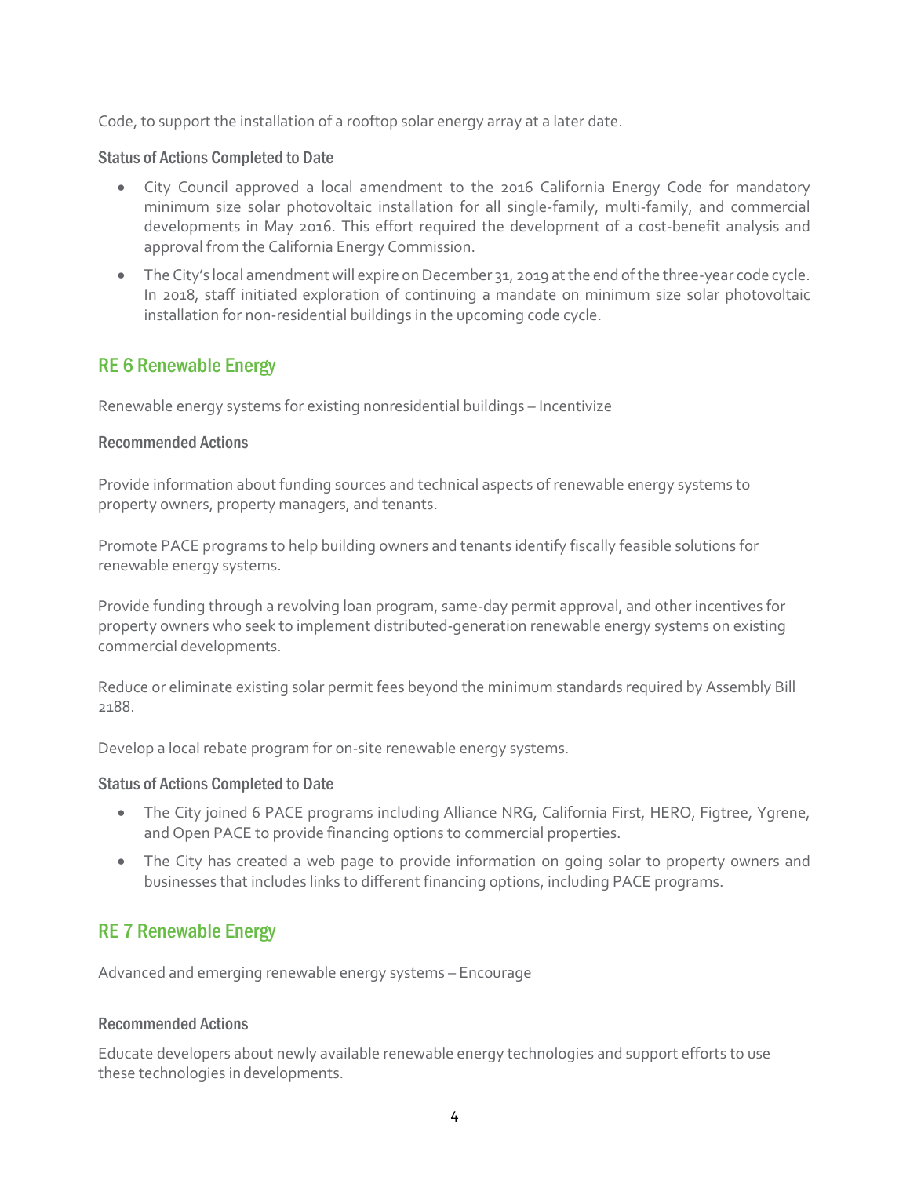Code, to support the installation of a rooftop solar energy array at a later date.

### Status of Actions Completed to Date

- City Council approved a local amendment to the 2016 California Energy Code for mandatory minimum size solar photovoltaic installation for all single-family, multi-family, and commercial developments in May 2016. This effort required the development of a cost-benefit analysis and approval from the California Energy Commission.
- The City's local amendment will expire on December 31, 2019 at the end of the three-year code cycle. In 2018, staff initiated exploration of continuing a mandate on minimum size solar photovoltaic installation for non-residential buildings in the upcoming code cycle.

## RE 6 Renewable Energy

Renewable energy systems for existing nonresidential buildings – Incentivize

### Recommended Actions

Provide information about funding sources and technical aspects of renewable energy systems to property owners, property managers, and tenants.

Promote PACE programs to help building owners and tenants identify fiscally feasible solutions for renewable energy systems.

Provide funding through a revolving loan program, same-day permit approval, and other incentives for property owners who seek to implement distributed-generation renewable energy systems on existing commercial developments.

Reduce or eliminate existing solar permit fees beyond the minimum standards required by Assembly Bill 2188.

Develop a local rebate program for on-site renewable energy systems.

### Status of Actions Completed to Date

- The City joined 6 PACE programs including Alliance NRG, California First, HERO, Figtree, Ygrene, and Open PACE to provide financing options to commercial properties.
- The City has created a web page to provide information on going solar to property owners and businesses that includes links to different financing options, including PACE programs.

## RE 7 Renewable Energy

Advanced and emerging renewable energy systems – Encourage

### Recommended Actions

Educate developers about newly available renewable energy technologies and support efforts to use these technologies in developments.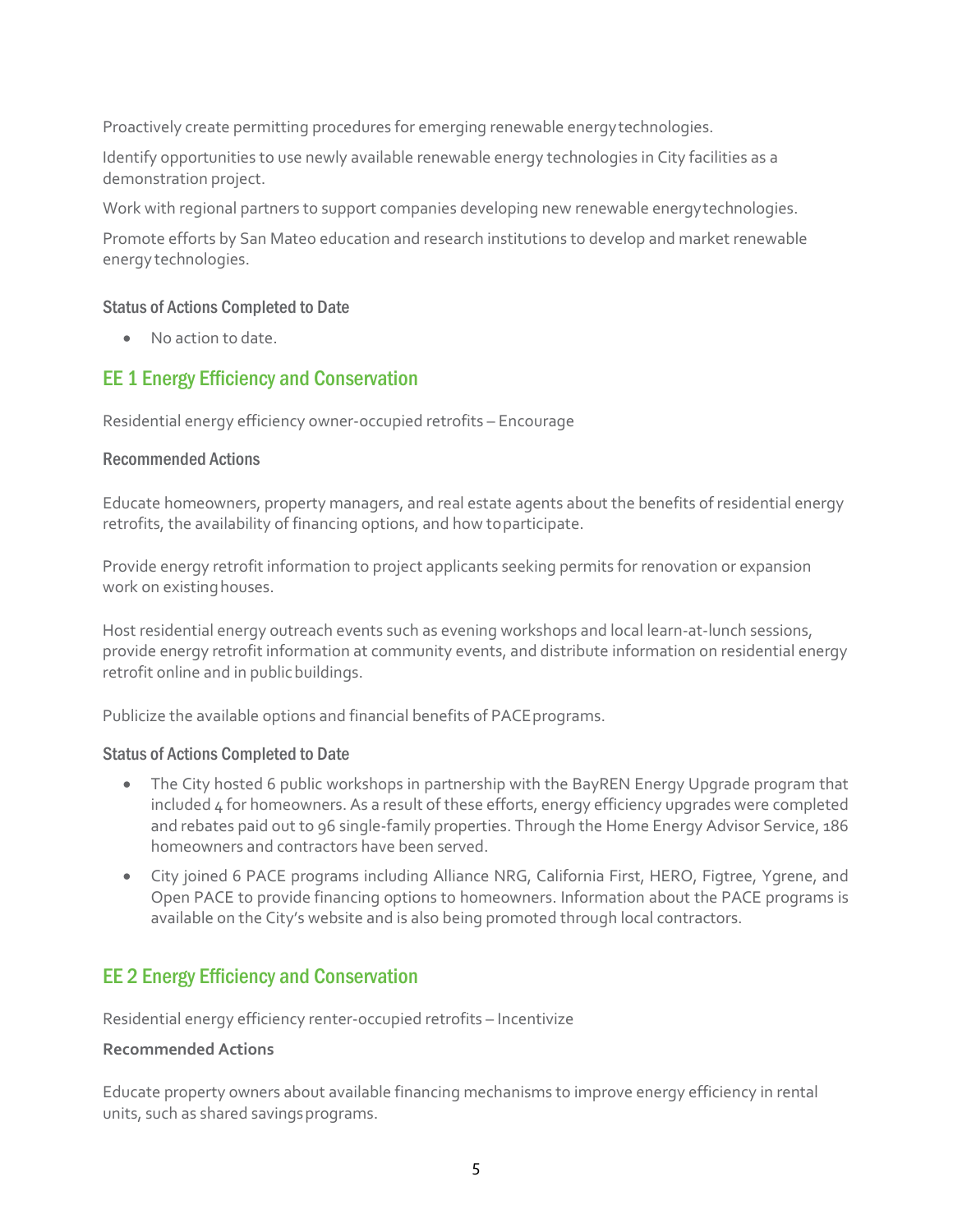Proactively create permitting procedures for emerging renewable energy technologies.

Identify opportunities to use newly available renewable energy technologies in City facilities as a demonstration project.

Work with regional partners to support companies developing new renewable energy technologies.

Promote efforts by San Mateo education and research institutions to develop and market renewable energy technologies.

### Status of Actions Completed to Date

- No action to date.

## EE 1 Energy Efficiency and Conservation

Residential energy efficiency owner-occupied retrofits – Encourage

### Recommended Actions

Educate homeowners, property managers, and real estate agents about the benefits of residential energy retrofits, the availability of financing options, and how to participate.

Provide energy retrofit information to project applicants seeking permits for renovation or expansion work on existing houses.

Host residential energy outreach events such as evening workshops and local learn-at-lunch sessions, provide energy retrofit information at community events, and distribute information on residential energy retrofit online and in public buildings.

Publicize the available options and financial benefits of PACE programs.

### Status of Actions Completed to Date

- The City hosted 6 public workshops in partnership with the BayREN Energy Upgrade program that included 4 for homeowners. As a result of these efforts, energy efficiency upgrades were completed and rebates paid out to 96 single-family properties. Through the Home Energy Advisor Service, 186 homeowners and contractors have been served.
- City joined 6 PACE programs including Alliance NRG, California First, HERO, Figtree, Ygrene, and Open PACE to provide financing options to homeowners. Information about the PACE programs is available on the City's website and is also being promoted through local contractors.

## EE 2 Energy Efficiency and Conservation

Residential energy efficiency renter-occupied retrofits – Incentivize

**Recommended Actions**

Educate property owners about available financing mechanisms to improve energy efficiency in rental units, such as shared savings programs.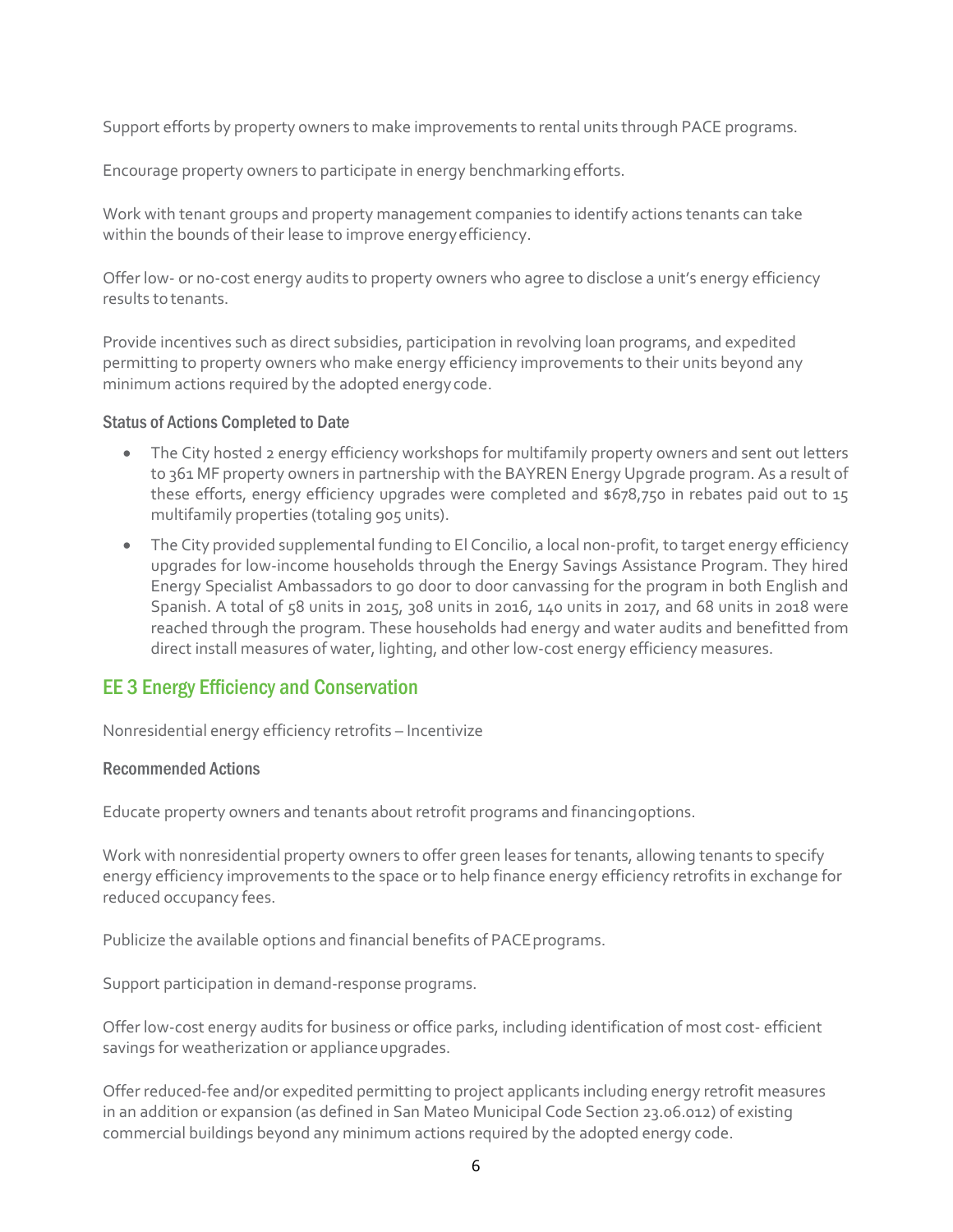Support efforts by property owners to make improvements to rental units through PACE programs.

Encourage property owners to participate in energy benchmarking efforts.

Work with tenant groups and property management companies to identify actions tenants can take within the bounds of their lease to improve energy efficiency.

Offer low- or no-cost energy audits to property owners who agree to disclose a unit's energy efficiency results to tenants.

Provide incentives such as direct subsidies, participation in revolving loan programs, and expedited permitting to property owners who make energy efficiency improvements to their units beyond any minimum actions required by the adopted energy code.

### Status of Actions Completed to Date

- The City hosted 2 energy efficiency workshops for multifamily property owners and sent out letters to 361 MF property owners in partnership with the BAYREN Energy Upgrade program. As a result of these efforts, energy efficiency upgrades were completed and $678,750 in rebates paid out to 15 multifamily properties (totaling 905 units).
- The City provided supplemental funding to El Concilio, a local non-profit, to target energy efficiency upgrades for low-income households through the Energy Savings Assistance Program. They hired Energy Specialist Ambassadors to go door to door canvassing for the program in both English and Spanish. A total of 58 units in 2015, 308 units in 2016, 140 units in 2017, and 68 units in 2018 were reached through the program. These households had energy and water audits and benefitted from direct install measures of water, lighting, and other low-cost energy efficiency measures.

## EE 3 Energy Efficiency and Conservation

Nonresidential energy efficiency retrofits – Incentivize

### Recommended Actions

Educate property owners and tenants about retrofit programs and financing options.

Work with nonresidential property owners to offer green leases for tenants, allowing tenants to specify energy efficiency improvements to the space or to help finance energy efficiency retrofits in exchange for reduced occupancy fees.

Publicize the available options and financial benefits of PACE programs.

Support participation in demand-response programs.

Offer low-cost energy audits for business or office parks, including identification of most cost- efficient savings for weatherization or appliance upgrades.

Offer reduced-fee and/or expedited permitting to project applicants including energy retrofit measures in an addition or expansion (as defined in San Mateo Municipal Code Section 23.06.012) of existing commercial buildings beyond any minimum actions required by the adopted energy code.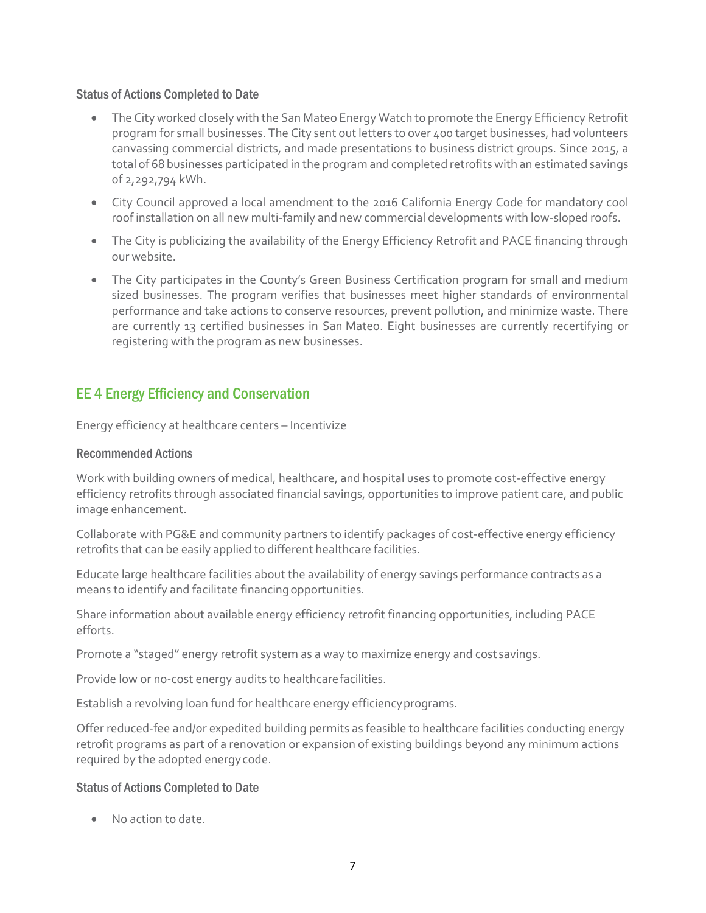### Status of Actions Completed to Date

- The City worked closely with the San Mateo Energy Watch to promote the Energy Efficiency Retrofit program for small businesses. The City sent out letters to over 400 target businesses, had volunteers canvassing commercial districts, and made presentations to business district groups. Since 2015, a total of 68 businesses participated in the program and completed retrofits with an estimated savings of 2,292,794 kWh.
- City Council approved a local amendment to the 2016 California Energy Code for mandatory cool roof installation on all new multi-family and new commercial developments with low-sloped roofs.
- The City is publicizing the availability of the Energy Efficiency Retrofit and PACE financing through our website.
- The City participates in the County's Green Business Certification program for small and medium sized businesses. The program verifies that businesses meet higher standards of environmental performance and take actions to conserve resources, prevent pollution, and minimize waste. There are currently 13 certified businesses in San Mateo. Eight businesses are currently recertifying or registering with the program as new businesses.

## EE 4 Energy Efficiency and Conservation

Energy efficiency at healthcare centers – Incentivize

### Recommended Actions

Work with building owners of medical, healthcare, and hospital uses to promote cost-effective energy efficiency retrofits through associated financial savings, opportunities to improve patient care, and public image enhancement.

Collaborate with PG&E and community partners to identify packages of cost-effective energy efficiency retrofits that can be easily applied to different healthcare facilities.

Educate large healthcare facilities about the availability of energy savings performance contracts as a means to identify and facilitate financing opportunities.

Share information about available energy efficiency retrofit financing opportunities, including PACE efforts.

Promote a "staged" energy retrofit system as a way to maximize energy and cost savings.

Provide low or no-cost energy audits to healthcare facilities.

Establish a revolving loan fund for healthcare energy efficiency programs.

Offer reduced-fee and/or expedited building permits as feasible to healthcare facilities conducting energy retrofit programs as part of a renovation or expansion of existing buildings beyond any minimum actions required by the adopted energy code.

### Status of Actions Completed to Date

- No action to date.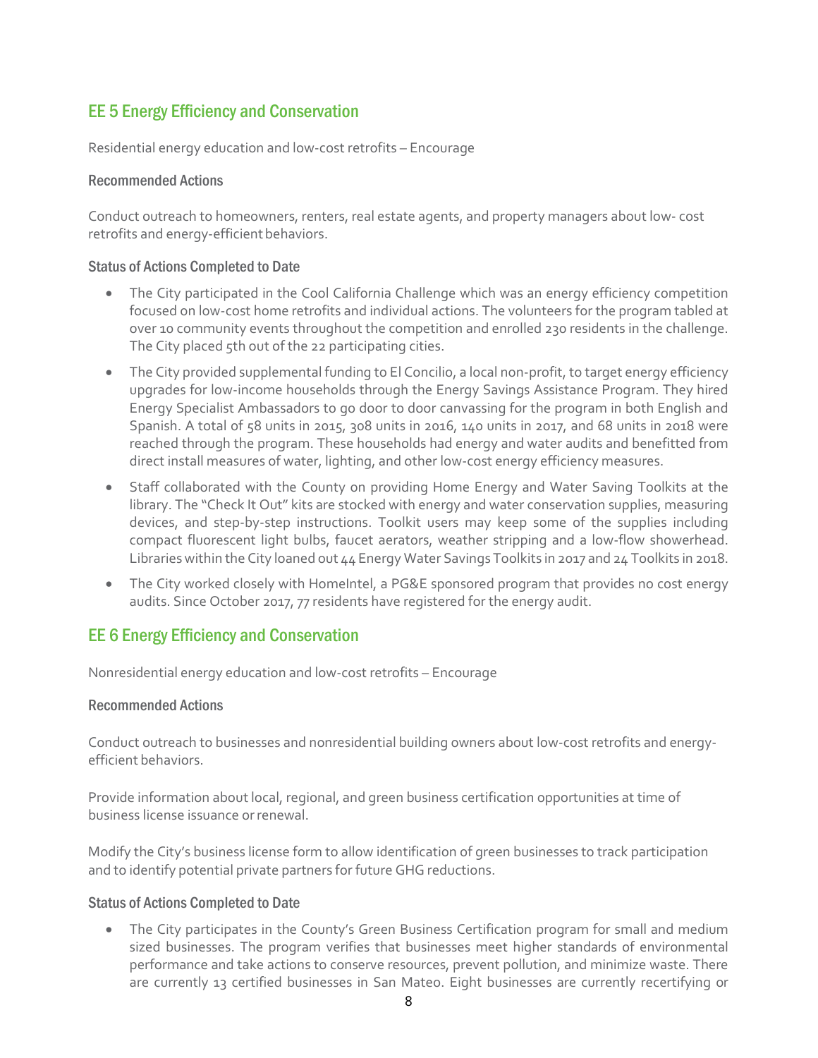## EE 5 Energy Efficiency and Conservation

Residential energy education and low-cost retrofits – Encourage

### Recommended Actions

Conduct outreach to homeowners, renters, real estate agents, and property managers about low- cost retrofits and energy-efficient behaviors.

### Status of Actions Completed to Date

- The City participated in the Cool California Challenge which was an energy efficiency competition focused on low-cost home retrofits and individual actions. The volunteers for the program tabled at over 10 community events throughout the competition and enrolled 230 residents in the challenge. The City placed 5th out of the 22 participating cities.
- The City provided supplemental funding to El Concilio, a local non-profit, to target energy efficiency upgrades for low-income households through the Energy Savings Assistance Program. They hired Energy Specialist Ambassadors to go door to door canvassing for the program in both English and Spanish. A total of 58 units in 2015, 308 units in 2016, 140 units in 2017, and 68 units in 2018 were reached through the program. These households had energy and water audits and benefitted from direct install measures of water, lighting, and other low-cost energy efficiency measures.
- Staff collaborated with the County on providing Home Energy and Water Saving Toolkits at the library. The "Check It Out" kits are stocked with energy and water conservation supplies, measuring devices, and step-by-step instructions. Toolkit users may keep some of the supplies including compact fluorescent light bulbs, faucet aerators, weather stripping and a low-flow showerhead. Libraries within the City loaned out 44 Energy Water Savings Toolkits in 2017 and 24 Toolkits in 2018.
- The City worked closely with HomeIntel, a PG&E sponsored program that provides no cost energy audits. Since October 2017, 77 residents have registered for the energy audit.

## EE 6 Energy Efficiency and Conservation

Nonresidential energy education and low-cost retrofits – Encourage

### Recommended Actions

Conduct outreach to businesses and nonresidential building owners about low-cost retrofits and energy-efficient behaviors.

Provide information about local, regional, and green business certification opportunities at time of business license issuance or renewal.

Modify the City's business license form to allow identification of green businesses to track participation and to identify potential private partners for future GHG reductions.

### Status of Actions Completed to Date

- The City participates in the County's Green Business Certification program for small and medium sized businesses. The program verifies that businesses meet higher standards of environmental performance and take actions to conserve resources, prevent pollution, and minimize waste. There are currently 13 certified businesses in San Mateo. Eight businesses are currently recertifying or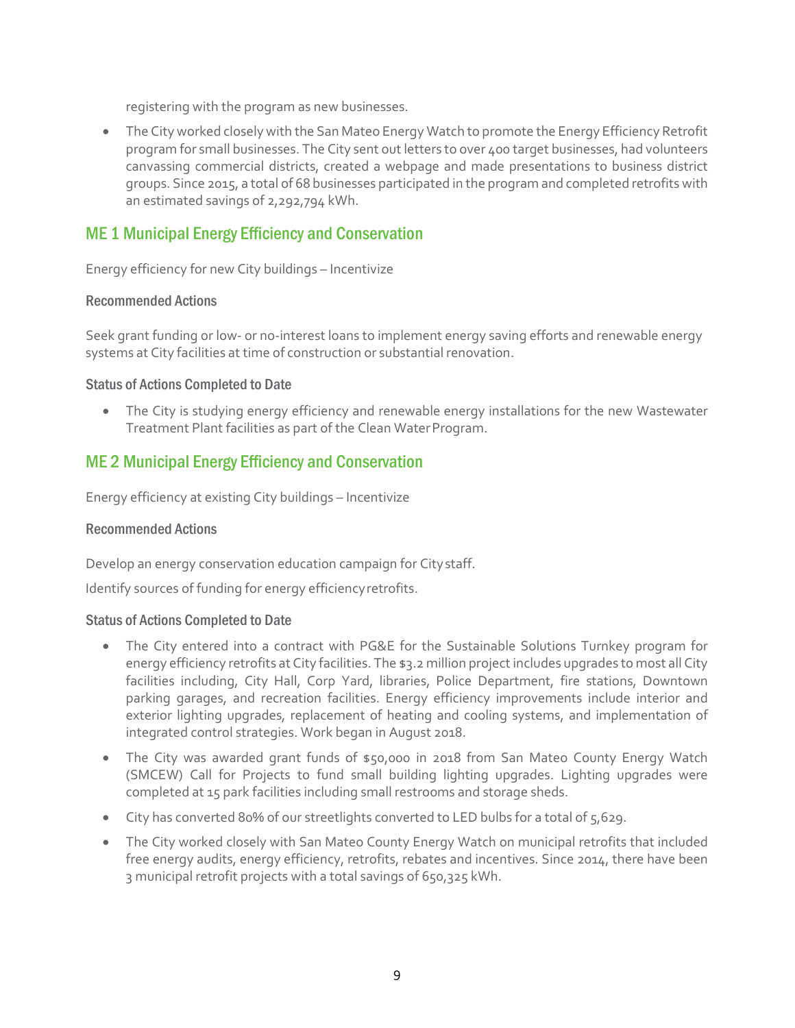registering with the program as new businesses.

- The City worked closely with the San Mateo Energy Watch to promote the Energy Efficiency Retrofit program for small businesses. The City sent out letters to over 400 target businesses, had volunteers canvassing commercial districts, created a webpage and made presentations to business district groups. Since 2015, a total of 68 businesses participated in the program and completed retrofits with an estimated savings of 2,292,794 kWh.

## ME 1 Municipal Energy Efficiency and Conservation

Energy efficiency for new City buildings – Incentivize

### Recommended Actions

Seek grant funding or low- or no-interest loans to implement energy saving efforts and renewable energy systems at City facilities at time of construction or substantial renovation.

### Status of Actions Completed to Date

- The City is studying energy efficiency and renewable energy installations for the new Wastewater Treatment Plant facilities as part of the Clean Water Program.

## ME 2 Municipal Energy Efficiency and Conservation

Energy efficiency at existing City buildings – Incentivize

### Recommended Actions

Develop an energy conservation education campaign for City staff.

Identify sources of funding for energy efficiency retrofits.

### Status of Actions Completed to Date

- The City entered into a contract with PG&E for the Sustainable Solutions Turnkey program for energy efficiency retrofits at City facilities. The $3.2 million project includes upgrades to most all City facilities including, City Hall, Corp Yard, libraries, Police Department, fire stations, Downtown parking garages, and recreation facilities. Energy efficiency improvements include interior and exterior lighting upgrades, replacement of heating and cooling systems, and implementation of integrated control strategies. Work began in August 2018.
- The City was awarded grant funds of $50,000 in 2018 from San Mateo County Energy Watch (SMCEW) Call for Projects to fund small building lighting upgrades. Lighting upgrades were completed at 15 park facilities including small restrooms and storage sheds.
- City has converted 80% of our streetlights converted to LED bulbs for a total of 5,629.
- The City worked closely with San Mateo County Energy Watch on municipal retrofits that included free energy audits, energy efficiency, retrofits, rebates and incentives. Since 2014, there have been 3 municipal retrofit projects with a total savings of 650,325 kWh.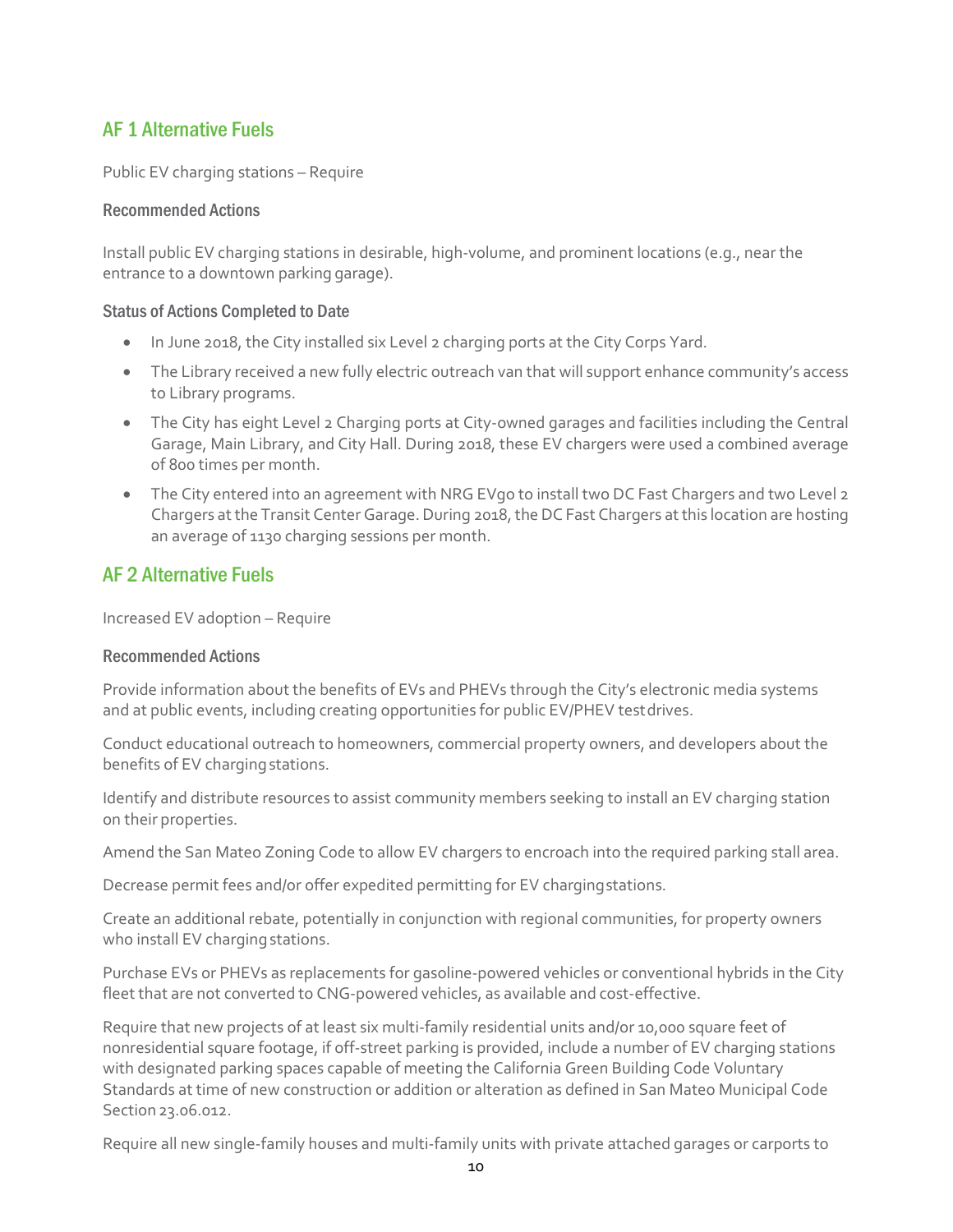## AF 1 Alternative Fuels

Public EV charging stations – Require

### Recommended Actions

Install public EV charging stations in desirable, high-volume, and prominent locations (e.g., near the entrance to a downtown parking garage).

### Status of Actions Completed to Date

- In June 2018, the City installed six Level 2 charging ports at the City Corps Yard.
- The Library received a new fully electric outreach van that will support enhance community's access to Library programs.
- The City has eight Level 2 Charging ports at City-owned garages and facilities including the Central Garage, Main Library, and City Hall. During 2018, these EV chargers were used a combined average of 800 times per month.
- The City entered into an agreement with NRG EVgo to install two DC Fast Chargers and two Level 2 Chargers at the Transit Center Garage. During 2018, the DC Fast Chargers at this location are hosting an average of 1130 charging sessions per month.

## AF 2 Alternative Fuels

Increased EV adoption – Require

### Recommended Actions

Provide information about the benefits of EVs and PHEVs through the City's electronic media systems and at public events, including creating opportunities for public EV/PHEV test drives.

Conduct educational outreach to homeowners, commercial property owners, and developers about the benefits of EV charging stations.

Identify and distribute resources to assist community members seeking to install an EV charging station on their properties.

Amend the San Mateo Zoning Code to allow EV chargers to encroach into the required parking stall area.

Decrease permit fees and/or offer expedited permitting for EV charging stations.

Create an additional rebate, potentially in conjunction with regional communities, for property owners who install EV charging stations.

Purchase EVs or PHEVs as replacements for gasoline-powered vehicles or conventional hybrids in the City fleet that are not converted to CNG-powered vehicles, as available and cost-effective.

Require that new projects of at least six multi-family residential units and/or 10,000 square feet of nonresidential square footage, if off-street parking is provided, include a number of EV charging stations with designated parking spaces capable of meeting the California Green Building Code Voluntary Standards at time of new construction or addition or alteration as defined in San Mateo Municipal Code Section 23.06.012.

Require all new single-family houses and multi-family units with private attached garages or carports to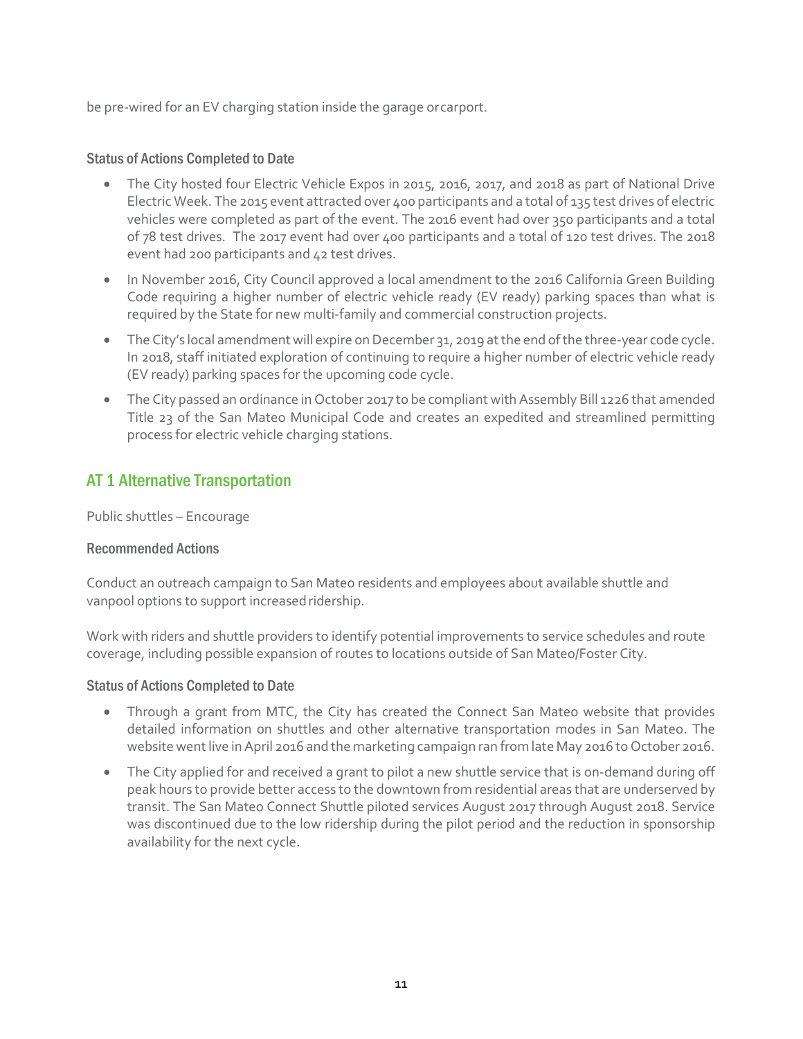be pre-wired for an EV charging station inside the garage or carport.

### Status of Actions Completed to Date

- The City hosted four Electric Vehicle Expos in 2015, 2016, 2017, and 2018 as part of National Drive Electric Week. The 2015 event attracted over 400 participants and a total of 135 test drives of electric vehicles were completed as part of the event. The 2016 event had over 350 participants and a total of 78 test drives. The 2017 event had over 400 participants and a total of 120 test drives. The 2018 event had 200 participants and 42 test drives.
- In November 2016, City Council approved a local amendment to the 2016 California Green Building Code requiring a higher number of electric vehicle ready (EV ready) parking spaces than what is required by the State for new multi-family and commercial construction projects.
- The City's local amendment will expire on December 31, 2019 at the end of the three-year code cycle. In 2018, staff initiated exploration of continuing to require a higher number of electric vehicle ready (EV ready) parking spaces for the upcoming code cycle.
- The City passed an ordinance in October 2017 to be compliant with Assembly Bill 1226 that amended Title 23 of the San Mateo Municipal Code and creates an expedited and streamlined permitting process for electric vehicle charging stations.

## AT 1 Alternative Transportation

Public shuttles – Encourage

### Recommended Actions

Conduct an outreach campaign to San Mateo residents and employees about available shuttle and vanpool options to support increased ridership.

Work with riders and shuttle providers to identify potential improvements to service schedules and route coverage, including possible expansion of routes to locations outside of San Mateo/Foster City.

### Status of Actions Completed to Date

- Through a grant from MTC, the City has created the Connect San Mateo website that provides detailed information on shuttles and other alternative transportation modes in San Mateo. The website went live in April 2016 and the marketing campaign ran from late May 2016 to October 2016.
- The City applied for and received a grant to pilot a new shuttle service that is on-demand during off peak hours to provide better access to the downtown from residential areas that are underserved by transit. The San Mateo Connect Shuttle piloted services August 2017 through August 2018. Service was discontinued due to the low ridership during the pilot period and the reduction in sponsorship availability for the next cycle.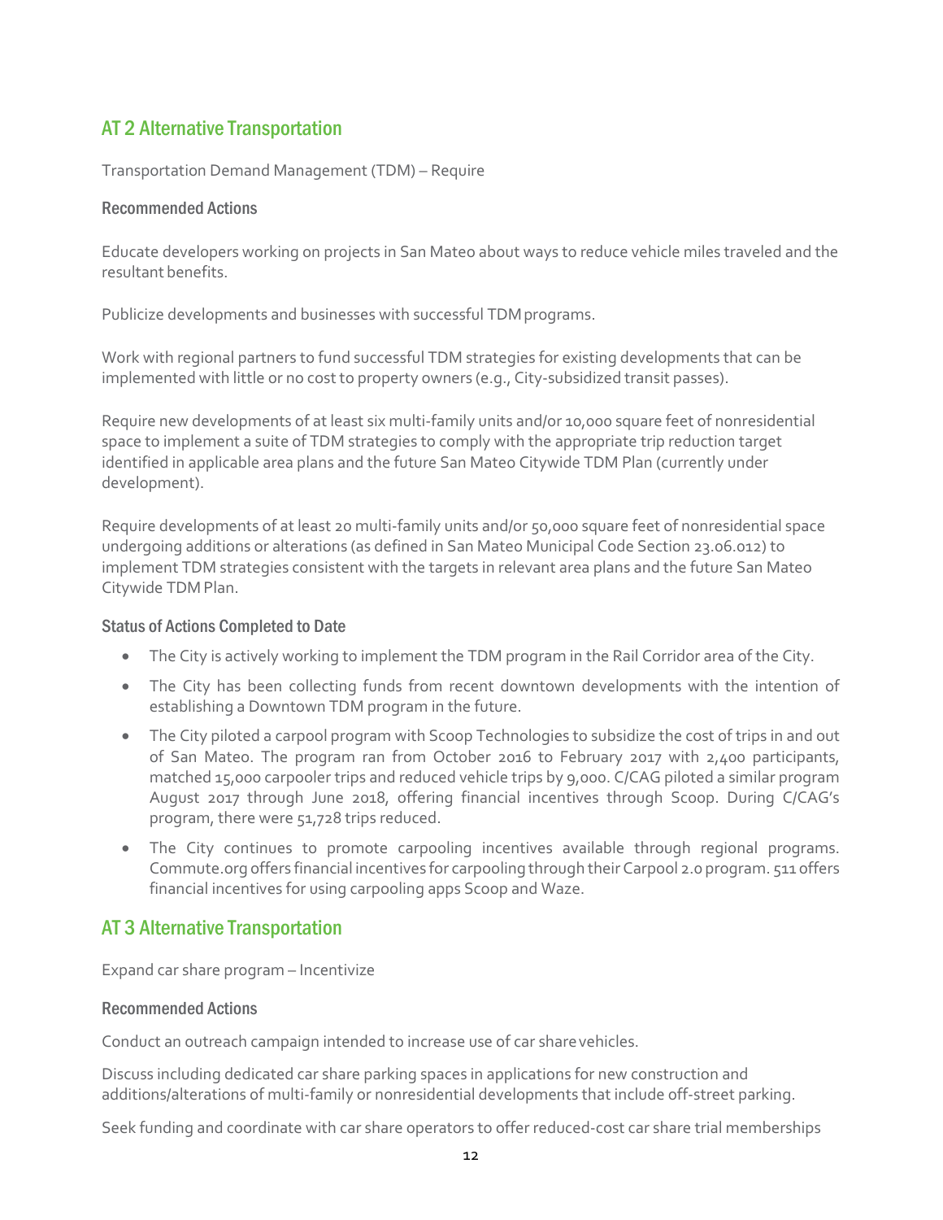## AT 2 Alternative Transportation

Transportation Demand Management (TDM) – Require

### Recommended Actions

Educate developers working on projects in San Mateo about ways to reduce vehicle miles traveled and the resultant benefits.

Publicize developments and businesses with successful TDM programs.

Work with regional partners to fund successful TDM strategies for existing developments that can be implemented with little or no cost to property owners (e.g., City-subsidized transit passes).

Require new developments of at least six multi-family units and/or 10,000 square feet of nonresidential space to implement a suite of TDM strategies to comply with the appropriate trip reduction target identified in applicable area plans and the future San Mateo Citywide TDM Plan (currently under development).

Require developments of at least 20 multi-family units and/or 50,000 square feet of nonresidential space undergoing additions or alterations (as defined in San Mateo Municipal Code Section 23.06.012) to implement TDM strategies consistent with the targets in relevant area plans and the future San Mateo Citywide TDM Plan.

### Status of Actions Completed to Date

- The City is actively working to implement the TDM program in the Rail Corridor area of the City.
- The City has been collecting funds from recent downtown developments with the intention of establishing a Downtown TDM program in the future.
- The City piloted a carpool program with Scoop Technologies to subsidize the cost of trips in and out of San Mateo. The program ran from October 2016 to February 2017 with 2,400 participants, matched 15,000 carpooler trips and reduced vehicle trips by 9,000. C/CAG piloted a similar program August 2017 through June 2018, offering financial incentives through Scoop. During C/CAG's program, there were 51,728 trips reduced.
- The City continues to promote carpooling incentives available through regional programs. Commute.org offers financial incentives for carpooling through their Carpool 2.0 program. 511 offers financial incentives for using carpooling apps Scoop and Waze.

## AT 3 Alternative Transportation

Expand car share program – Incentivize

### Recommended Actions

Conduct an outreach campaign intended to increase use of car share vehicles.

Discuss including dedicated car share parking spaces in applications for new construction and additions/alterations of multi-family or nonresidential developments that include off-street parking.

Seek funding and coordinate with car share operators to offer reduced-cost car share trial memberships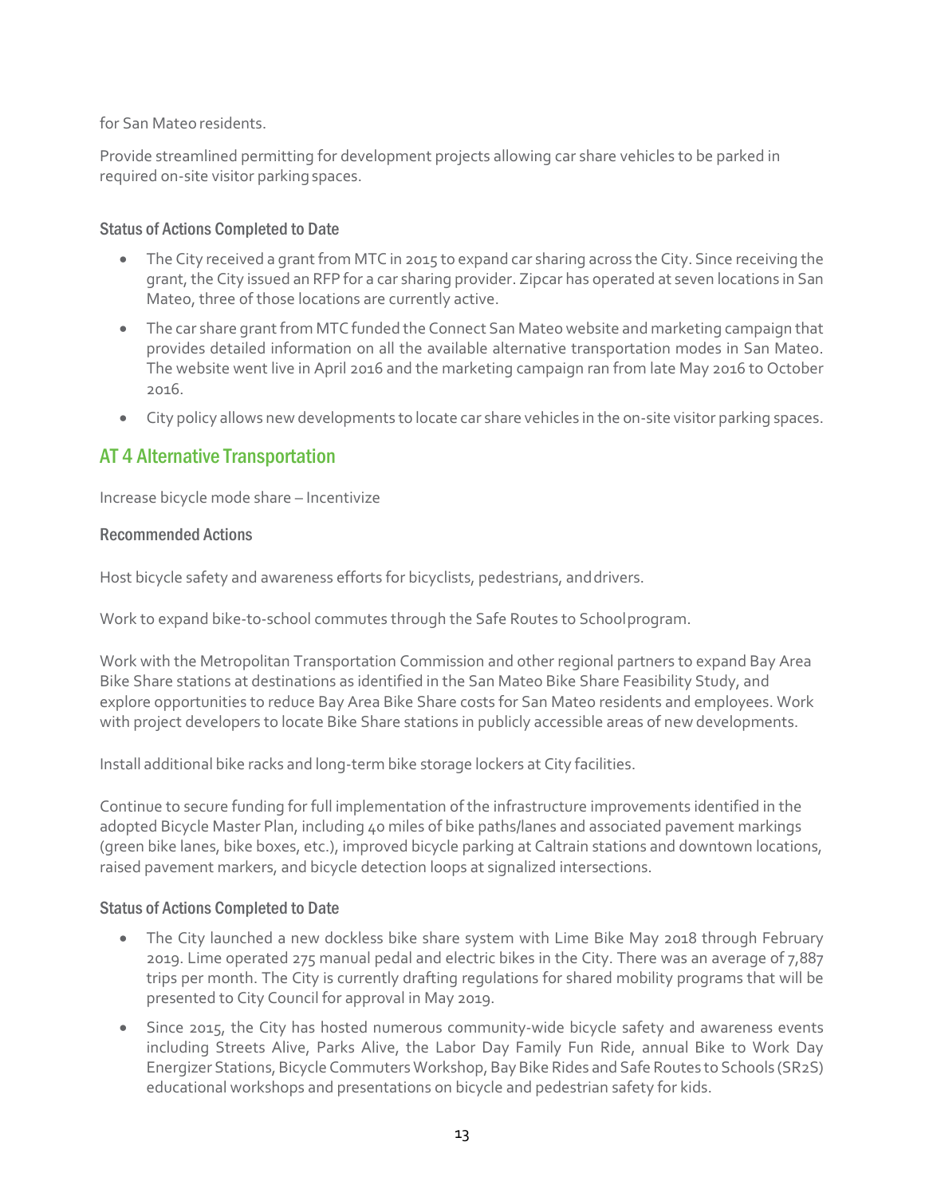for San Mateo residents.

Provide streamlined permitting for development projects allowing car share vehicles to be parked in required on-site visitor parking spaces.

### Status of Actions Completed to Date

- The City received a grant from MTC in 2015 to expand car sharing across the City. Since receiving the grant, the City issued an RFP for a car sharing provider. Zipcar has operated at seven locations in San Mateo, three of those locations are currently active.
- The car share grant from MTC funded the Connect San Mateo website and marketing campaign that provides detailed information on all the available alternative transportation modes in San Mateo. The website went live in April 2016 and the marketing campaign ran from late May 2016 to October 2016.
- City policy allows new developments to locate car share vehicles in the on-site visitor parking spaces.

## AT 4 Alternative Transportation

Increase bicycle mode share – Incentivize

### Recommended Actions

Host bicycle safety and awareness efforts for bicyclists, pedestrians, and drivers.

Work to expand bike-to-school commutes through the Safe Routes to School program.

Work with the Metropolitan Transportation Commission and other regional partners to expand Bay Area Bike Share stations at destinations as identified in the San Mateo Bike Share Feasibility Study, and explore opportunities to reduce Bay Area Bike Share costs for San Mateo residents and employees. Work with project developers to locate Bike Share stations in publicly accessible areas of new developments.

Install additional bike racks and long-term bike storage lockers at City facilities.

Continue to secure funding for full implementation of the infrastructure improvements identified in the adopted Bicycle Master Plan, including 40 miles of bike paths/lanes and associated pavement markings (green bike lanes, bike boxes, etc.), improved bicycle parking at Caltrain stations and downtown locations, raised pavement markers, and bicycle detection loops at signalized intersections.

### Status of Actions Completed to Date

- The City launched a new dockless bike share system with Lime Bike May 2018 through February 2019. Lime operated 275 manual pedal and electric bikes in the City. There was an average of 7,887 trips per month. The City is currently drafting regulations for shared mobility programs that will be presented to City Council for approval in May 2019.
- Since 2015, the City has hosted numerous community-wide bicycle safety and awareness events including Streets Alive, Parks Alive, the Labor Day Family Fun Ride, annual Bike to Work Day Energizer Stations, Bicycle Commuters Workshop, Bay Bike Rides and Safe Routes to Schools (SR2S) educational workshops and presentations on bicycle and pedestrian safety for kids.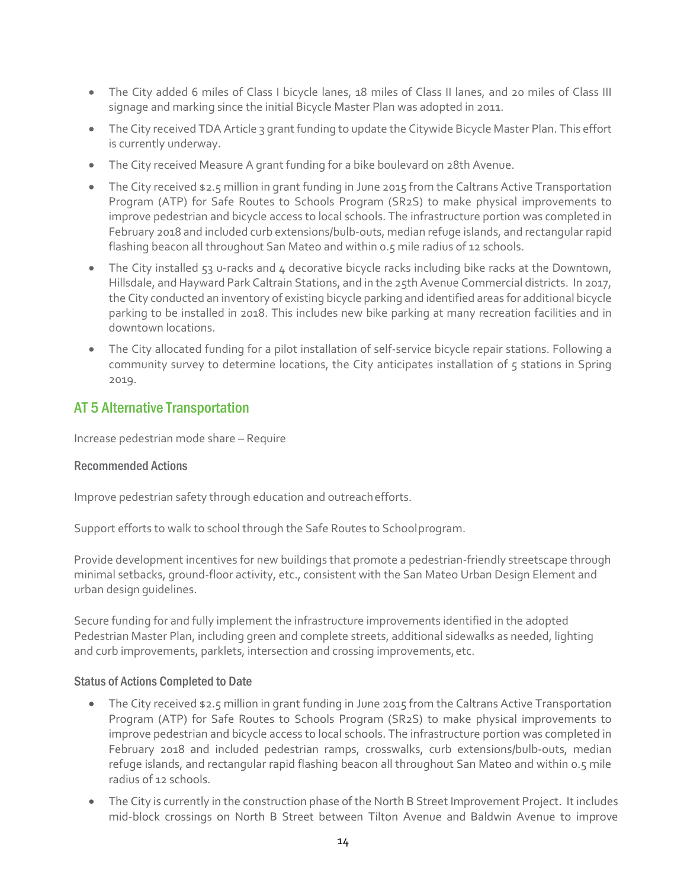- The City added 6 miles of Class I bicycle lanes, 18 miles of Class II lanes, and 20 miles of Class III signage and marking since the initial Bicycle Master Plan was adopted in 2011.
- The City received TDA Article 3 grant funding to update the Citywide Bicycle Master Plan. This effort is currently underway.
- The City received Measure A grant funding for a bike boulevard on 28th Avenue.
- The City received $2.5 million in grant funding in June 2015 from the Caltrans Active Transportation Program (ATP) for Safe Routes to Schools Program (SR2S) to make physical improvements to improve pedestrian and bicycle access to local schools. The infrastructure portion was completed in February 2018 and included curb extensions/bulb-outs, median refuge islands, and rectangular rapid flashing beacon all throughout San Mateo and within 0.5 mile radius of 12 schools.
- The City installed 53 u-racks and 4 decorative bicycle racks including bike racks at the Downtown, Hillsdale, and Hayward Park Caltrain Stations, and in the 25th Avenue Commercial districts. In 2017, the City conducted an inventory of existing bicycle parking and identified areas for additional bicycle parking to be installed in 2018. This includes new bike parking at many recreation facilities and in downtown locations.
- The City allocated funding for a pilot installation of self-service bicycle repair stations. Following a community survey to determine locations, the City anticipates installation of 5 stations in Spring 2019.

## AT 5 Alternative Transportation

Increase pedestrian mode share – Require

### Recommended Actions

Improve pedestrian safety through education and outreach efforts.

Support efforts to walk to school through the Safe Routes to School program.

Provide development incentives for new buildings that promote a pedestrian-friendly streetscape through minimal setbacks, ground-floor activity, etc., consistent with the San Mateo Urban Design Element and urban design guidelines.

Secure funding for and fully implement the infrastructure improvements identified in the adopted Pedestrian Master Plan, including green and complete streets, additional sidewalks as needed, lighting and curb improvements, parklets, intersection and crossing improvements, etc.

### Status of Actions Completed to Date

- The City received $2.5 million in grant funding in June 2015 from the Caltrans Active Transportation Program (ATP) for Safe Routes to Schools Program (SR2S) to make physical improvements to improve pedestrian and bicycle access to local schools. The infrastructure portion was completed in February 2018 and included pedestrian ramps, crosswalks, curb extensions/bulb-outs, median refuge islands, and rectangular rapid flashing beacon all throughout San Mateo and within 0.5 mile radius of 12 schools.
- The City is currently in the construction phase of the North B Street Improvement Project. It includes mid-block crossings on North B Street between Tilton Avenue and Baldwin Avenue to improve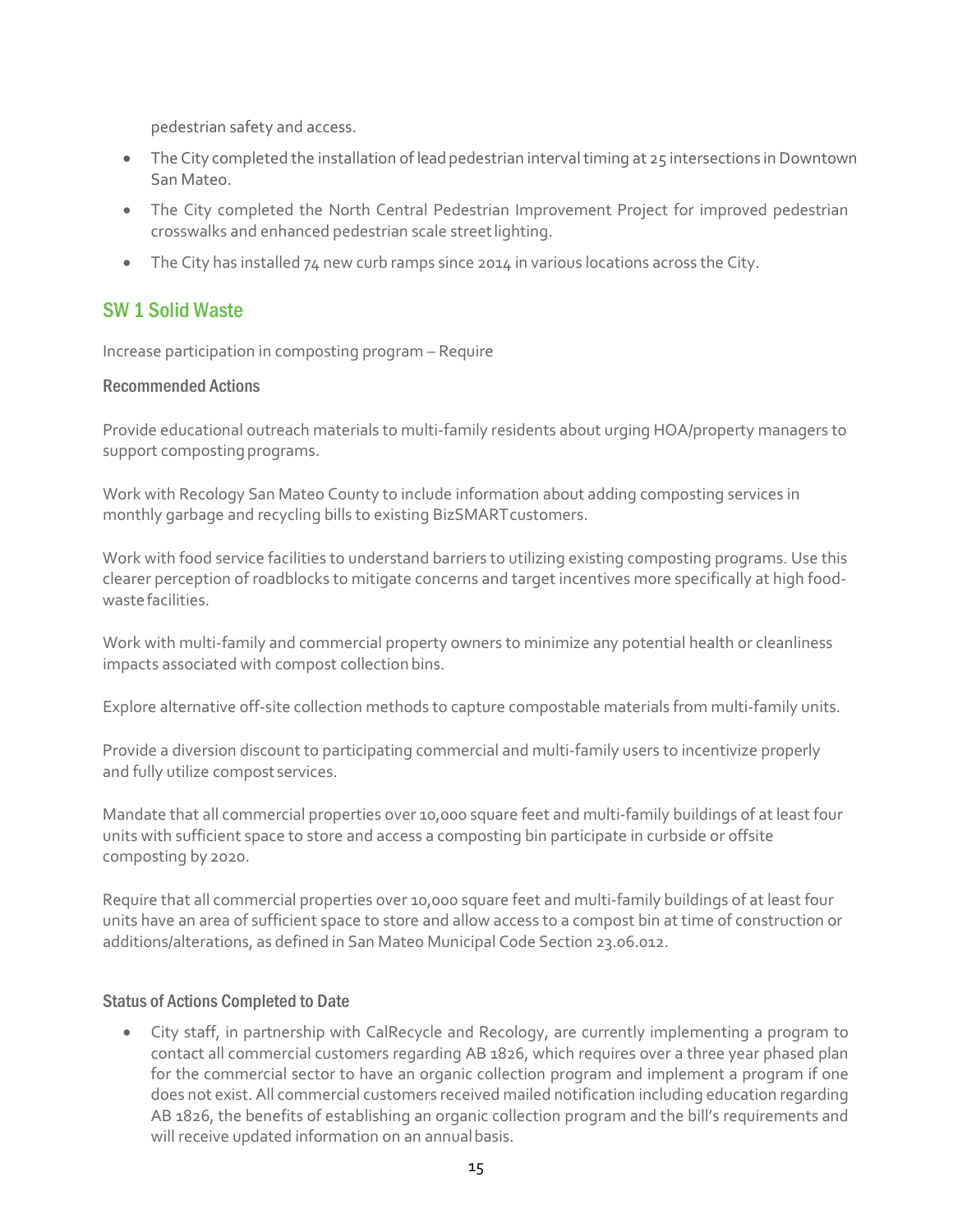pedestrian safety and access.

- The City completed the installation of lead pedestrian interval timing at 25 intersections in Downtown San Mateo.
- The City completed the North Central Pedestrian Improvement Project for improved pedestrian crosswalks and enhanced pedestrian scale street lighting.
- The City has installed 74 new curb ramps since 2014 in various locations across the City.

## SW 1 Solid Waste

Increase participation in composting program – Require

### Recommended Actions

Provide educational outreach materials to multi-family residents about urging HOA/property managers to support composting programs.

Work with Recology San Mateo County to include information about adding composting services in monthly garbage and recycling bills to existing BizSMART customers.

Work with food service facilities to understand barriers to utilizing existing composting programs. Use this clearer perception of roadblocks to mitigate concerns and target incentives more specifically at high food-waste facilities.

Work with multi-family and commercial property owners to minimize any potential health or cleanliness impacts associated with compost collection bins.

Explore alternative off-site collection methods to capture compostable materials from multi-family units.

Provide a diversion discount to participating commercial and multi-family users to incentivize properly and fully utilize compost services.

Mandate that all commercial properties over 10,000 square feet and multi-family buildings of at least four units with sufficient space to store and access a composting bin participate in curbside or offsite composting by 2020.

Require that all commercial properties over 10,000 square feet and multi-family buildings of at least four units have an area of sufficient space to store and allow access to a compost bin at time of construction or additions/alterations, as defined in San Mateo Municipal Code Section 23.06.012.

### Status of Actions Completed to Date

- City staff, in partnership with CalRecycle and Recology, are currently implementing a program to contact all commercial customers regarding AB 1826, which requires over a three year phased plan for the commercial sector to have an organic collection program and implement a program if one does not exist. All commercial customers received mailed notification including education regarding AB 1826, the benefits of establishing an organic collection program and the bill's requirements and will receive updated information on an annual basis.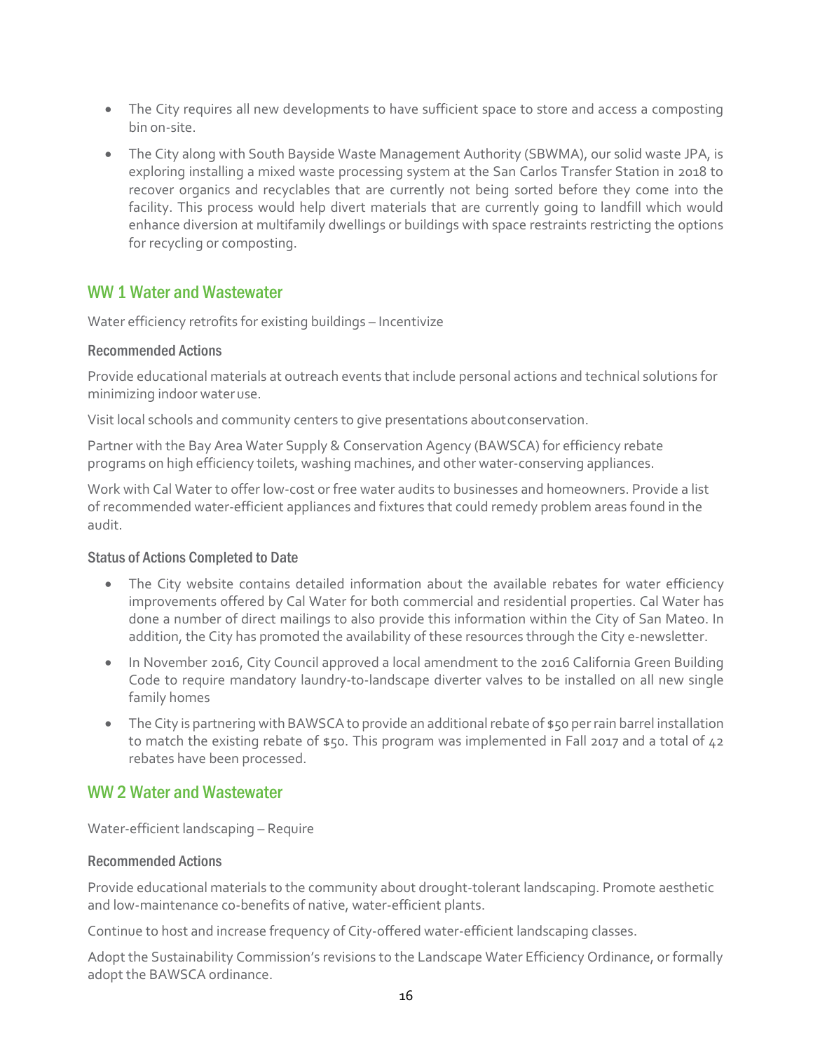- The City requires all new developments to have sufficient space to store and access a composting bin on-site.
- The City along with South Bayside Waste Management Authority (SBWMA), our solid waste JPA, is exploring installing a mixed waste processing system at the San Carlos Transfer Station in 2018 to recover organics and recyclables that are currently not being sorted before they come into the facility. This process would help divert materials that are currently going to landfill which would enhance diversion at multifamily dwellings or buildings with space restraints restricting the options for recycling or composting.

## WW 1 Water and Wastewater

Water efficiency retrofits for existing buildings – Incentivize

### Recommended Actions

Provide educational materials at outreach events that include personal actions and technical solutions for minimizing indoor water use.

Visit local schools and community centers to give presentations about conservation.

Partner with the Bay Area Water Supply & Conservation Agency (BAWSCA) for efficiency rebate programs on high efficiency toilets, washing machines, and other water-conserving appliances.

Work with Cal Water to offer low-cost or free water audits to businesses and homeowners. Provide a list of recommended water-efficient appliances and fixtures that could remedy problem areas found in the audit.

### Status of Actions Completed to Date

- The City website contains detailed information about the available rebates for water efficiency improvements offered by Cal Water for both commercial and residential properties. Cal Water has done a number of direct mailings to also provide this information within the City of San Mateo. In addition, the City has promoted the availability of these resources through the City e-newsletter.
- In November 2016, City Council approved a local amendment to the 2016 California Green Building Code to require mandatory laundry-to-landscape diverter valves to be installed on all new single family homes
- The City is partnering with BAWSCA to provide an additional rebate of $50 per rain barrel installation to match the existing rebate of $50. This program was implemented in Fall 2017 and a total of 42 rebates have been processed.

## WW 2 Water and Wastewater

Water-efficient landscaping – Require

### Recommended Actions

Provide educational materials to the community about drought-tolerant landscaping. Promote aesthetic and low-maintenance co-benefits of native, water-efficient plants.

Continue to host and increase frequency of City-offered water-efficient landscaping classes.

Adopt the Sustainability Commission's revisions to the Landscape Water Efficiency Ordinance, or formally adopt the BAWSCA ordinance.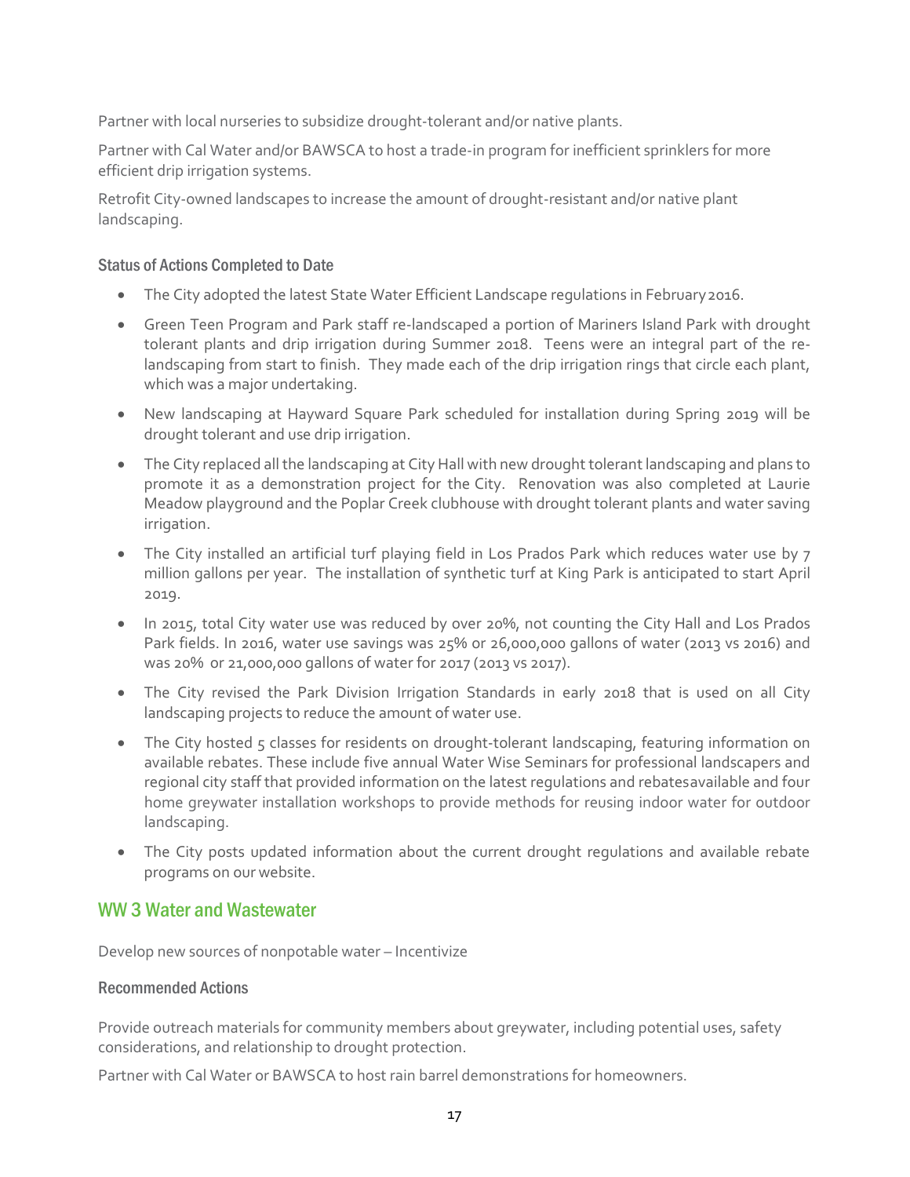Partner with local nurseries to subsidize drought-tolerant and/or native plants.

Partner with Cal Water and/or BAWSCA to host a trade-in program for inefficient sprinklers for more efficient drip irrigation systems.

Retrofit City-owned landscapes to increase the amount of drought-resistant and/or native plant landscaping.

### Status of Actions Completed to Date

- The City adopted the latest State Water Efficient Landscape regulations in February 2016.
- Green Teen Program and Park staff re-landscaped a portion of Mariners Island Park with drought tolerant plants and drip irrigation during Summer 2018. Teens were an integral part of the re-landscaping from start to finish. They made each of the drip irrigation rings that circle each plant, which was a major undertaking.
- New landscaping at Hayward Square Park scheduled for installation during Spring 2019 will be drought tolerant and use drip irrigation.
- The City replaced all the landscaping at City Hall with new drought tolerant landscaping and plans to promote it as a demonstration project for the City. Renovation was also completed at Laurie Meadow playground and the Poplar Creek clubhouse with drought tolerant plants and water saving irrigation.
- The City installed an artificial turf playing field in Los Prados Park which reduces water use by 7 million gallons per year. The installation of synthetic turf at King Park is anticipated to start April 2019.
- In 2015, total City water use was reduced by over 20%, not counting the City Hall and Los Prados Park fields. In 2016, water use savings was 25% or 26,000,000 gallons of water (2013 vs 2016) and was 20% or 21,000,000 gallons of water for 2017 (2013 vs 2017).
- The City revised the Park Division Irrigation Standards in early 2018 that is used on all City landscaping projects to reduce the amount of water use.
- The City hosted 5 classes for residents on drought-tolerant landscaping, featuring information on available rebates. These include five annual Water Wise Seminars for professional landscapers and regional city staff that provided information on the latest regulations and rebates available and four home greywater installation workshops to provide methods for reusing indoor water for outdoor landscaping.
- The City posts updated information about the current drought regulations and available rebate programs on our website.

## WW 3 Water and Wastewater

Develop new sources of nonpotable water – Incentivize

### Recommended Actions

Provide outreach materials for community members about greywater, including potential uses, safety considerations, and relationship to drought protection.

Partner with Cal Water or BAWSCA to host rain barrel demonstrations for homeowners.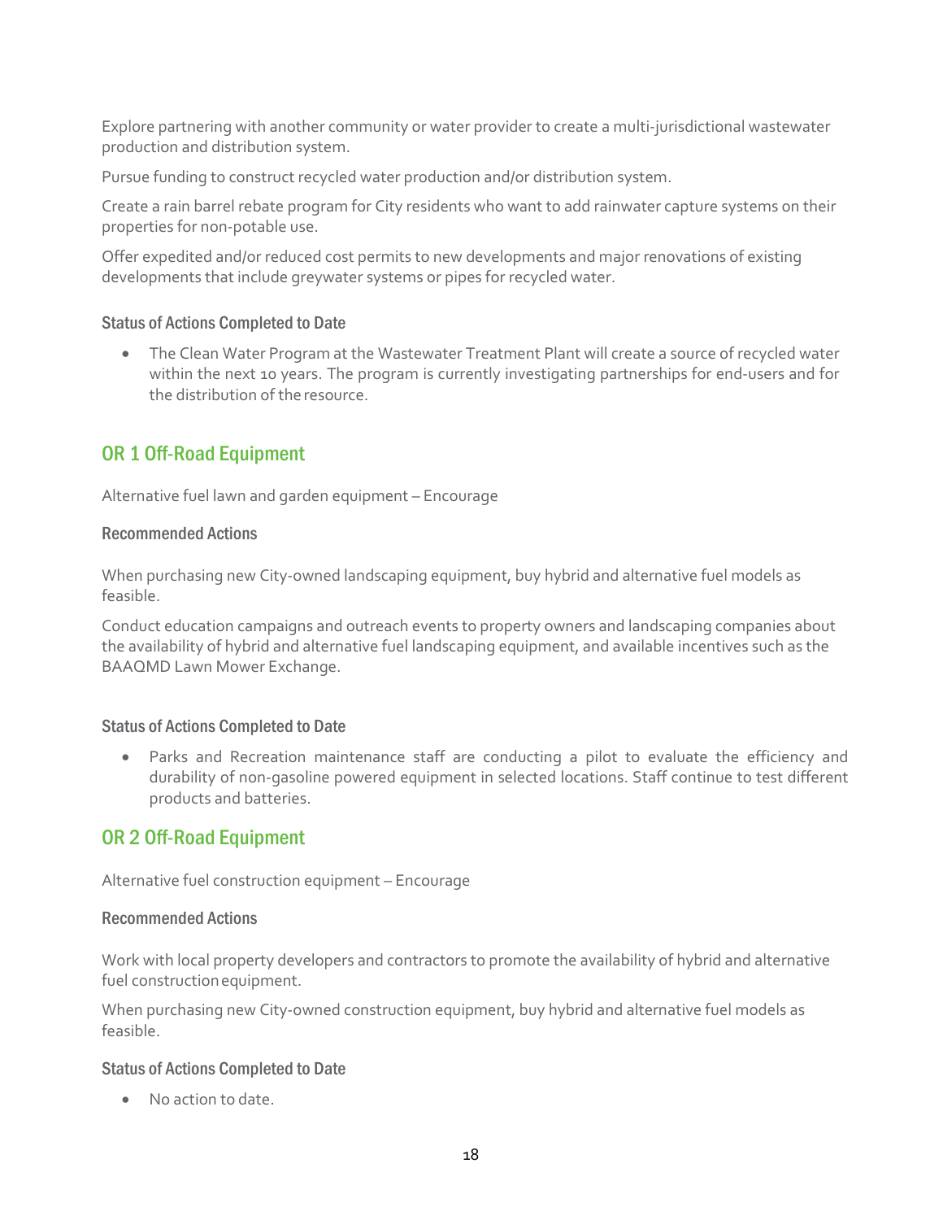Explore partnering with another community or water provider to create a multi-jurisdictional wastewater production and distribution system.

Pursue funding to construct recycled water production and/or distribution system.

Create a rain barrel rebate program for City residents who want to add rainwater capture systems on their properties for non-potable use.

Offer expedited and/or reduced cost permits to new developments and major renovations of existing developments that include greywater systems or pipes for recycled water.

### Status of Actions Completed to Date

- The Clean Water Program at the Wastewater Treatment Plant will create a source of recycled water within the next 10 years. The program is currently investigating partnerships for end-users and for the distribution of the resource.

## OR 1 Off-Road Equipment

Alternative fuel lawn and garden equipment – Encourage

### Recommended Actions

When purchasing new City-owned landscaping equipment, buy hybrid and alternative fuel models as feasible.

Conduct education campaigns and outreach events to property owners and landscaping companies about the availability of hybrid and alternative fuel landscaping equipment, and available incentives such as the BAAQMD Lawn Mower Exchange.

### Status of Actions Completed to Date

- Parks and Recreation maintenance staff are conducting a pilot to evaluate the efficiency and durability of non-gasoline powered equipment in selected locations. Staff continue to test different products and batteries.

## OR 2 Off-Road Equipment

Alternative fuel construction equipment – Encourage

### Recommended Actions

Work with local property developers and contractors to promote the availability of hybrid and alternative fuel construction equipment.

When purchasing new City-owned construction equipment, buy hybrid and alternative fuel models as feasible.

### Status of Actions Completed to Date

- No action to date.